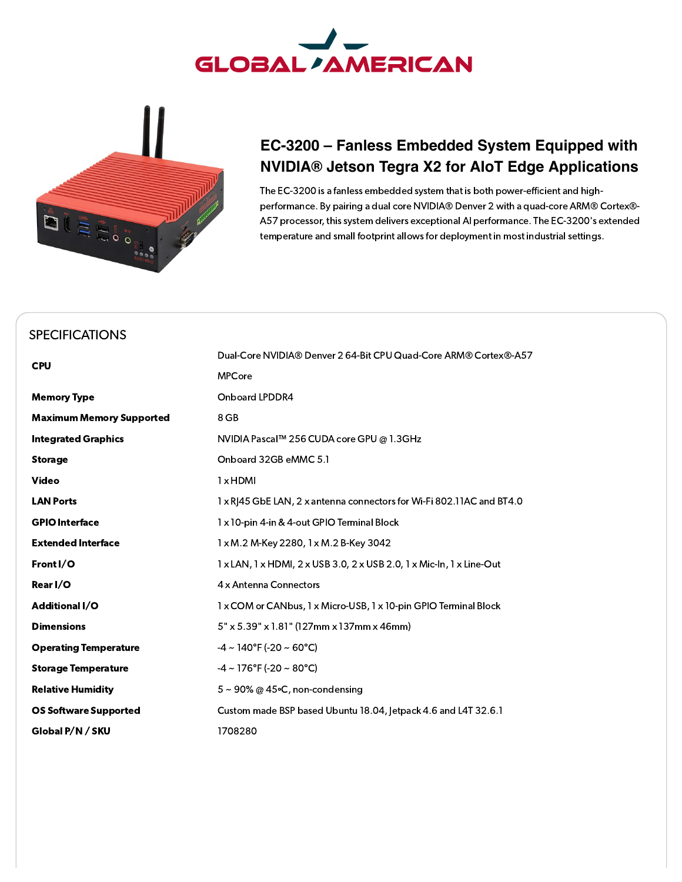GLOBAL AMERICAN

# EC-3200 – Fanless Embedded System Equipped with NVIDIA® Jetson Tegra X2 for AIoT Edge Applications

The EC-3200 is a fanless embedded system that is both power-efficient and high-performance. By pairing a dual core NVIDIA® Denver 2 with a quad-core ARM® Cortex®-A57 processor, this system delivers exceptional AI performance. The EC-3200's extended temperature and small footprint allows for deployment in most industrial settings.

## SPECIFICATIONS

| | |
|---|---|
| **CPU** | Dual-Core NVIDIA® Denver 2 64-Bit CPU Quad-Core ARM® Cortex®-A57 MPCore |
| **Memory Type** | Onboard LPDDR4 |
| **Maximum Memory Supported** | 8 GB |
| **Integrated Graphics** | NVIDIA Pascal™ 256 CUDA core GPU @ 1.3GHz |
| **Storage** | Onboard 32GB eMMC 5.1 |
| **Video** | 1 x HDMI |
| **LAN Ports** | 1 x RJ45 GbE LAN, 2 x antenna connectors for Wi-Fi 802.11AC and BT4.0 |
| **GPIO Interface** | 1 x 10-pin 4-in & 4-out GPIO Terminal Block |
| **Extended Interface** | 1 x M.2 M-Key 2280, 1 x M.2 B-Key 3042 |
| **Front I/O** | 1 x LAN, 1 x HDMI, 2 x USB 3.0, 2 x USB 2.0, 1 x Mic-In, 1 x Line-Out |
| **Rear I/O** | 4 x Antenna Connectors |
| **Additional I/O** | 1 x COM or CANbus, 1 x Micro-USB, 1 x 10-pin GPIO Terminal Block |
| **Dimensions** | 5" x 5.39" x 1.81" (127mm x 137mm x 46mm) |
| **Operating Temperature** | -4 ~ 140°F (-20 ~ 60°C) |
| **Storage Temperature** | -4 ~ 176°F (-20 ~ 80°C) |
| **Relative Humidity** | 5 ~ 90% @ 45°C, non-condensing |
| **OS Software Supported** | Custom made BSP based Ubuntu 18.04, Jetpack 4.6 and L4T 32.6.1 |
| **Global P/N / SKU** | 1708280 |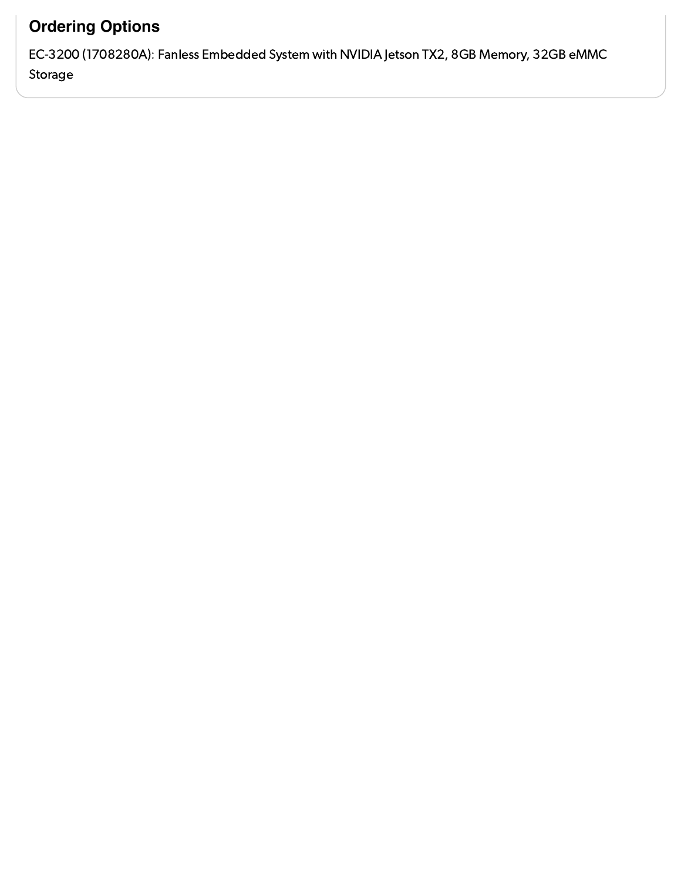## Ordering Options

EC-3200 (1708280A): Fanless Embedded System with NVIDIA Jetson TX2, 8GB Memory, 32GB eMMC Storage